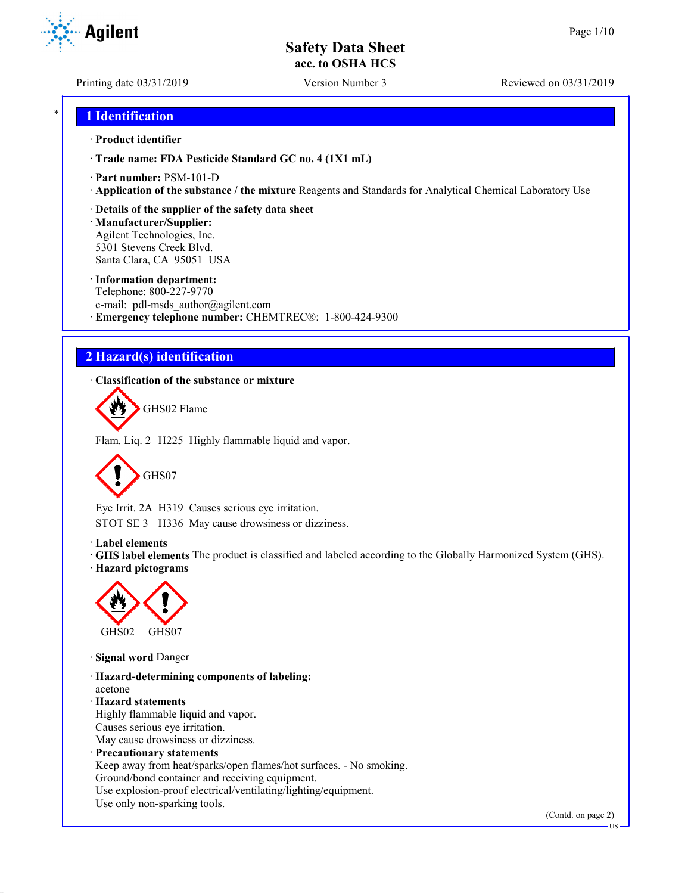# Safety Data Sheet

**acc. to OSHA HCS**

Printing date 03/31/2019 Version Number 3 Reviewed on 03/31/2019

## 1 Identification

· **Product identifier**

· **Trade name: FDA Pesticide Standard GC no. 4 (1X1 mL)**

· **Part number:** PSM-101-D

· **Application of the substance / the mixture** Reagents and Standards for Analytical Chemical Laboratory Use

· **Details of the supplier of the safety data sheet**

· **Manufacturer/Supplier:**
Agilent Technologies, Inc.
5301 Stevens Creek Blvd.
Santa Clara, CA 95051 USA

· **Information department:**
Telephone: 800-227-9770
e-mail: pdl-msds_author@agilent.com

· **Emergency telephone number:** CHEMTREC®: 1-800-424-9300

## 2 Hazard(s) identification

· **Classification of the substance or mixture**

GHS02 Flame

Flam. Liq. 2 H225 Highly flammable liquid and vapor.

GHS07

Eye Irrit. 2A H319 Causes serious eye irritation.

STOT SE 3 H336 May cause drowsiness or dizziness.

· **Label elements**

· **GHS label elements** The product is classified and labeled according to the Globally Harmonized System (GHS).

· **Hazard pictograms**

GHS02 GHS07

· **Signal word** Danger

· **Hazard-determining components of labeling:**
acetone

· **Hazard statements**
Highly flammable liquid and vapor.
Causes serious eye irritation.
May cause drowsiness or dizziness.

· **Precautionary statements**
Keep away from heat/sparks/open flames/hot surfaces. - No smoking.
Ground/bond container and receiving equipment.
Use explosion-proof electrical/ventilating/lighting/equipment.
Use only non-sparking tools.

(Contd. on page 2)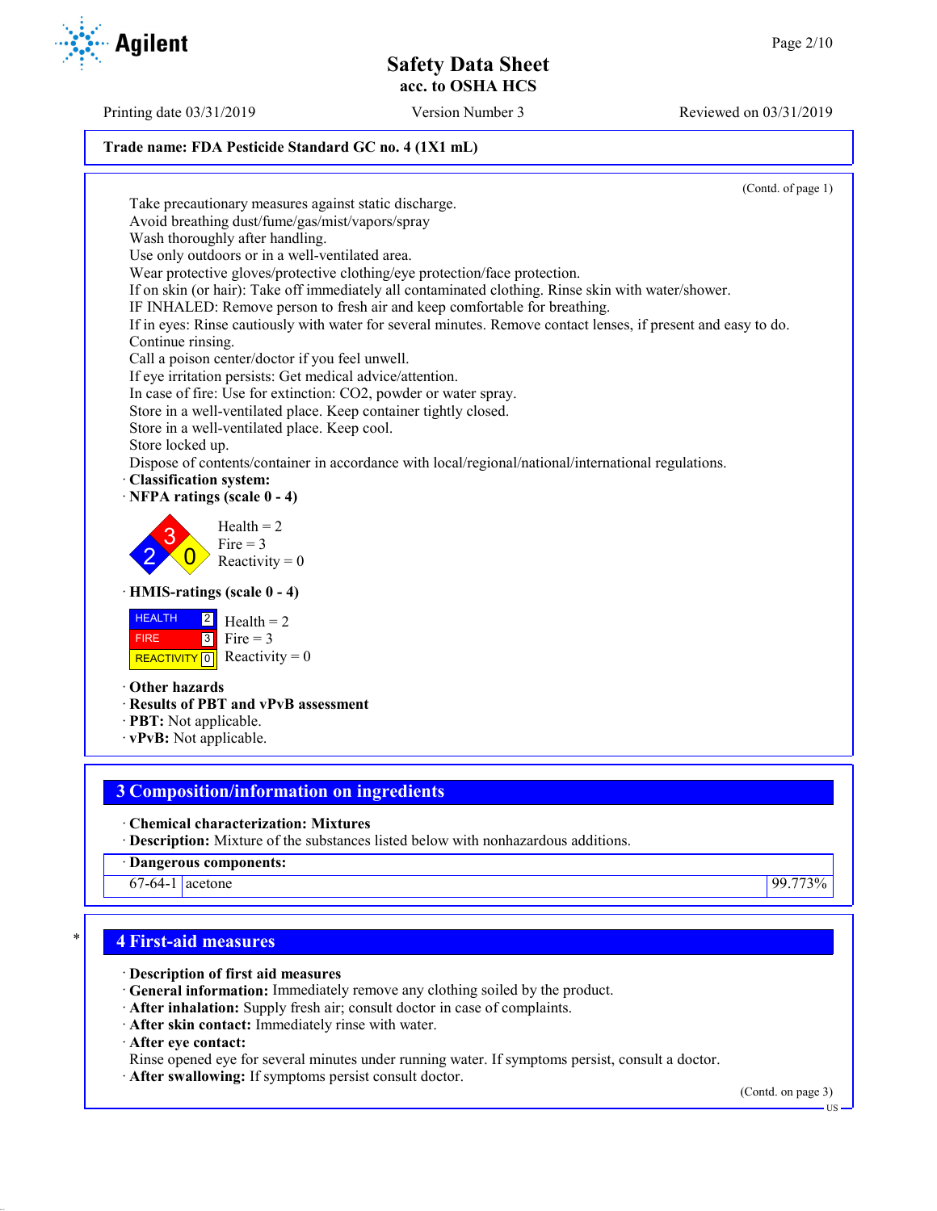**Trade name: FDA Pesticide Standard GC no. 4 (1X1 mL)**

(Contd. of page 1)

Take precautionary measures against static discharge.
Avoid breathing dust/fume/gas/mist/vapors/spray
Wash thoroughly after handling.
Use only outdoors or in a well-ventilated area.
Wear protective gloves/protective clothing/eye protection/face protection.
If on skin (or hair): Take off immediately all contaminated clothing. Rinse skin with water/shower.
IF INHALED: Remove person to fresh air and keep comfortable for breathing.
If in eyes: Rinse cautiously with water for several minutes. Remove contact lenses, if present and easy to do. Continue rinsing.
Call a poison center/doctor if you feel unwell.
If eye irritation persists: Get medical advice/attention.
In case of fire: Use for extinction: $CO_2$, powder or water spray.
Store in a well-ventilated place. Keep container tightly closed.
Store in a well-ventilated place. Keep cool.
Store locked up.
Dispose of contents/container in accordance with local/regional/national/international regulations.

· **Classification system:**
· **NFPA ratings (scale 0 - 4)**

Health = 2
Fire = 3
Reactivity = 0

· **HMIS-ratings (scale 0 - 4)**

| HEALTH | 2 |
|---|---|
| FIRE | 3 |
| REACTIVITY | 0 |

Health = 2
Fire = 3
Reactivity = 0

· **Other hazards**
· **Results of PBT and vPvB assessment**
· **PBT:** Not applicable.
· **vPvB:** Not applicable.

## 3 Composition/information on ingredients

· **Chemical characterization: Mixtures**
· **Description:** Mixture of the substances listed below with nonhazardous additions.

· **Dangerous components:**

| | | |
|---|---|---|
| 67-64-1 | acetone | 99.773% |

## 4 First-aid measures

· **Description of first aid measures**
· **General information:** Immediately remove any clothing soiled by the product.
· **After inhalation:** Supply fresh air; consult doctor in case of complaints.
· **After skin contact:** Immediately rinse with water.
· **After eye contact:**
Rinse opened eye for several minutes under running water. If symptoms persist, consult a doctor.
· **After swallowing:** If symptoms persist consult doctor.

(Contd. on page 3)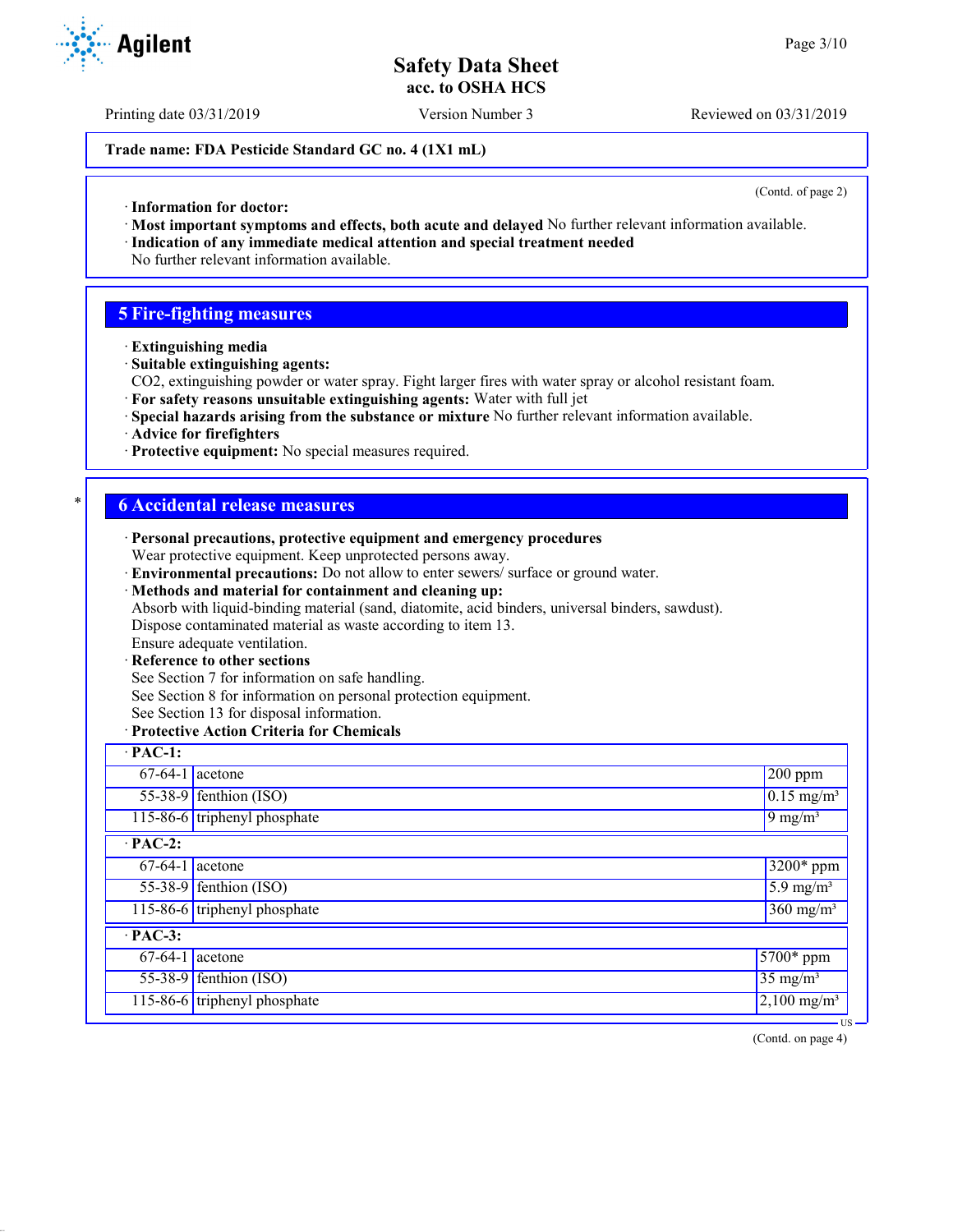**Trade name: FDA Pesticide Standard GC no. 4 (1X1 mL)**

(Contd. of page 2)

· **Information for doctor:**
· **Most important symptoms and effects, both acute and delayed** No further relevant information available.
· **Indication of any immediate medical attention and special treatment needed**
No further relevant information available.

## 5 Fire-fighting measures

· **Extinguishing media**
· **Suitable extinguishing agents:**
$CO_2$, extinguishing powder or water spray. Fight larger fires with water spray or alcohol resistant foam.
· **For safety reasons unsuitable extinguishing agents:** Water with full jet
· **Special hazards arising from the substance or mixture** No further relevant information available.
· **Advice for firefighters**
· **Protective equipment:** No special measures required.

## 6 Accidental release measures

· **Personal precautions, protective equipment and emergency procedures**
Wear protective equipment. Keep unprotected persons away.
· **Environmental precautions:** Do not allow to enter sewers/ surface or ground water.
· **Methods and material for containment and cleaning up:**
Absorb with liquid-binding material (sand, diatomite, acid binders, universal binders, sawdust).
Dispose contaminated material as waste according to item 13.
Ensure adequate ventilation.
· **Reference to other sections**
See Section 7 for information on safe handling.
See Section 8 for information on personal protection equipment.
See Section 13 for disposal information.
· **Protective Action Criteria for Chemicals**

| · **PAC-1:** | | |
|---|---|---|
| 67-64-1 | acetone | 200 ppm |
| 55-38-9 | fenthion (ISO) | 0.15 mg/m³ |
| 115-86-6 | triphenyl phosphate | 9 mg/m³ |
| · **PAC-2:** | | |
| 67-64-1 | acetone | 3200* ppm |
| 55-38-9 | fenthion (ISO) | 5.9 mg/m³ |
| 115-86-6 | triphenyl phosphate | 360 mg/m³ |
| · **PAC-3:** | | |
| 67-64-1 | acetone | 5700* ppm |
| 55-38-9 | fenthion (ISO) | 35 mg/m³ |
| 115-86-6 | triphenyl phosphate | 2,100 mg/m³ |

(Contd. on page 4)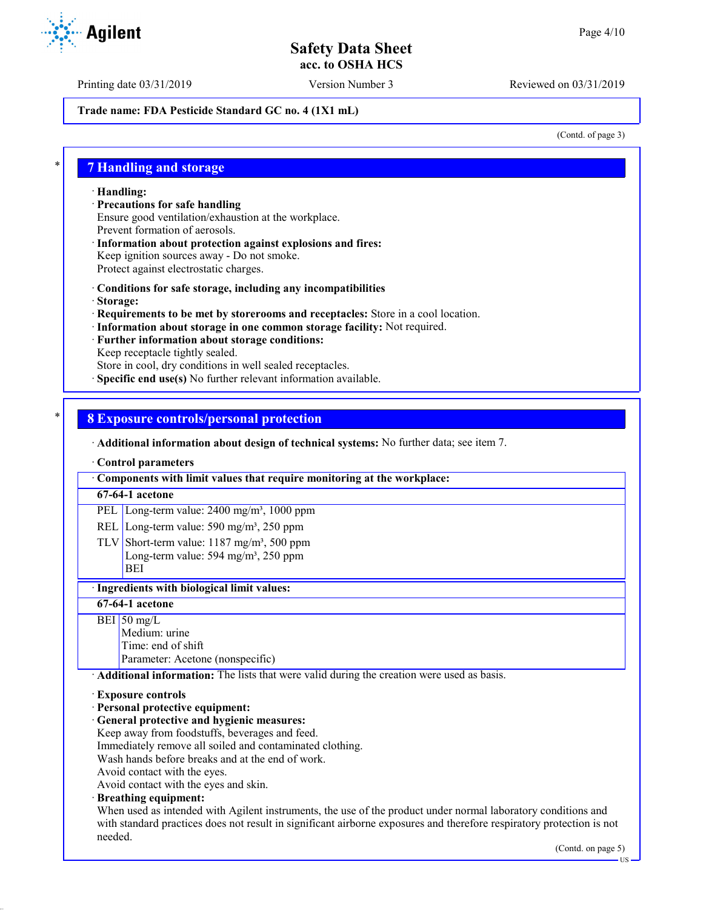(Contd. of page 3)

## 7 Handling and storage

· **Handling:**
· **Precautions for safe handling**
Ensure good ventilation/exhaustion at the workplace.
Prevent formation of aerosols.
· **Information about protection against explosions and fires:**
Keep ignition sources away - Do not smoke.
Protect against electrostatic charges.

· **Conditions for safe storage, including any incompatibilities**
· **Storage:**
· **Requirements to be met by storerooms and receptacles:** Store in a cool location.
· **Information about storage in one common storage facility:** Not required.
· **Further information about storage conditions:**
Keep receptacle tightly sealed.
Store in cool, dry conditions in well sealed receptacles.
· **Specific end use(s)** No further relevant information available.

## 8 Exposure controls/personal protection

· **Additional information about design of technical systems:** No further data; see item 7.

· **Control parameters**

| · Components with limit values that require monitoring at the workplace: | |
|---|---|
| **67-64-1 acetone** | |
| PEL | Long-term value: 2400 mg/m³, 1000 ppm |
| REL | Long-term value: 590 mg/m³, 250 ppm |
| TLV | Short-term value: 1187 mg/m³, 500 ppm<br>Long-term value: 594 mg/m³, 250 ppm<br>BEI |

| · Ingredients with biological limit values: | |
|---|---|
| **67-64-1 acetone** | |
| BEI | 50 mg/L<br>Medium: urine<br>Time: end of shift<br>Parameter: Acetone (nonspecific) |

· **Additional information:** The lists that were valid during the creation were used as basis.

· **Exposure controls**
· **Personal protective equipment:**
· **General protective and hygienic measures:**
Keep away from foodstuffs, beverages and feed.
Immediately remove all soiled and contaminated clothing.
Wash hands before breaks and at the end of work.
Avoid contact with the eyes.
Avoid contact with the eyes and skin.
· **Breathing equipment:**
When used as intended with Agilent instruments, the use of the product under normal laboratory conditions and with standard practices does not result in significant airborne exposures and therefore respiratory protection is not needed.

(Contd. on page 5)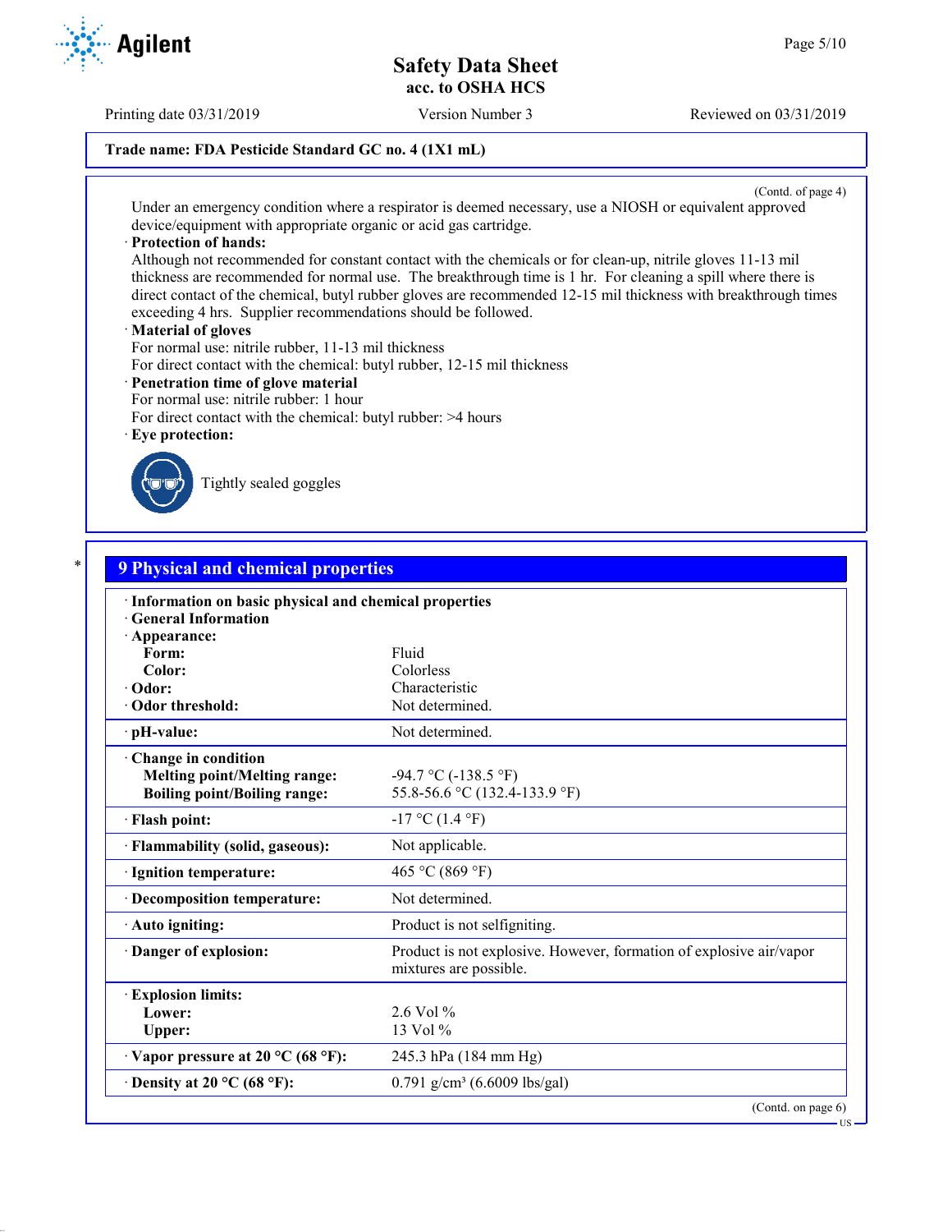Trade name: FDA Pesticide Standard GC no. 4 (1X1 mL)

(Contd. of page 4)

Under an emergency condition where a respirator is deemed necessary, use a NIOSH or equivalent approved device/equipment with appropriate organic or acid gas cartridge.

· **Protection of hands:**
Although not recommended for constant contact with the chemicals or for clean-up, nitrile gloves 11-13 mil thickness are recommended for normal use. The breakthrough time is 1 hr. For cleaning a spill where there is direct contact of the chemical, butyl rubber gloves are recommended 12-15 mil thickness with breakthrough times exceeding 4 hrs. Supplier recommendations should be followed.

· **Material of gloves**
For normal use: nitrile rubber, 11-13 mil thickness
For direct contact with the chemical: butyl rubber, 12-15 mil thickness

· **Penetration time of glove material**
For normal use: nitrile rubber: 1 hour
For direct contact with the chemical: butyl rubber: >4 hours

· **Eye protection:**

Tightly sealed goggles

## 9 Physical and chemical properties

| | |
|---|---|
| · **Information on basic physical and chemical properties** | |
| · **General Information** | |
| · **Appearance:** | |
| **Form:** | Fluid |
| **Color:** | Colorless |
| · **Odor:** | Characteristic |
| · **Odor threshold:** | Not determined. |
| · **pH-value:** | Not determined. |
| · **Change in condition** | |
| **Melting point/Melting range:** | -94.7 °C (-138.5 °F) |
| **Boiling point/Boiling range:** | 55.8-56.6 °C (132.4-133.9 °F) |
| · **Flash point:** | -17 °C (1.4 °F) |
| · **Flammability (solid, gaseous):** | Not applicable. |
| · **Ignition temperature:** | 465 °C (869 °F) |
| · **Decomposition temperature:** | Not determined. |
| · **Auto igniting:** | Product is not selfigniting. |
| · **Danger of explosion:** | Product is not explosive. However, formation of explosive air/vapor mixtures are possible. |
| · **Explosion limits:** | |
| **Lower:** | 2.6 Vol % |
| **Upper:** | 13 Vol % |
| · **Vapor pressure at 20 °C (68 °F):** | 245.3 hPa (184 mm Hg) |
| · **Density at 20 °C (68 °F):** | 0.791 g/cm³ (6.6009 lbs/gal) |

(Contd. on page 6)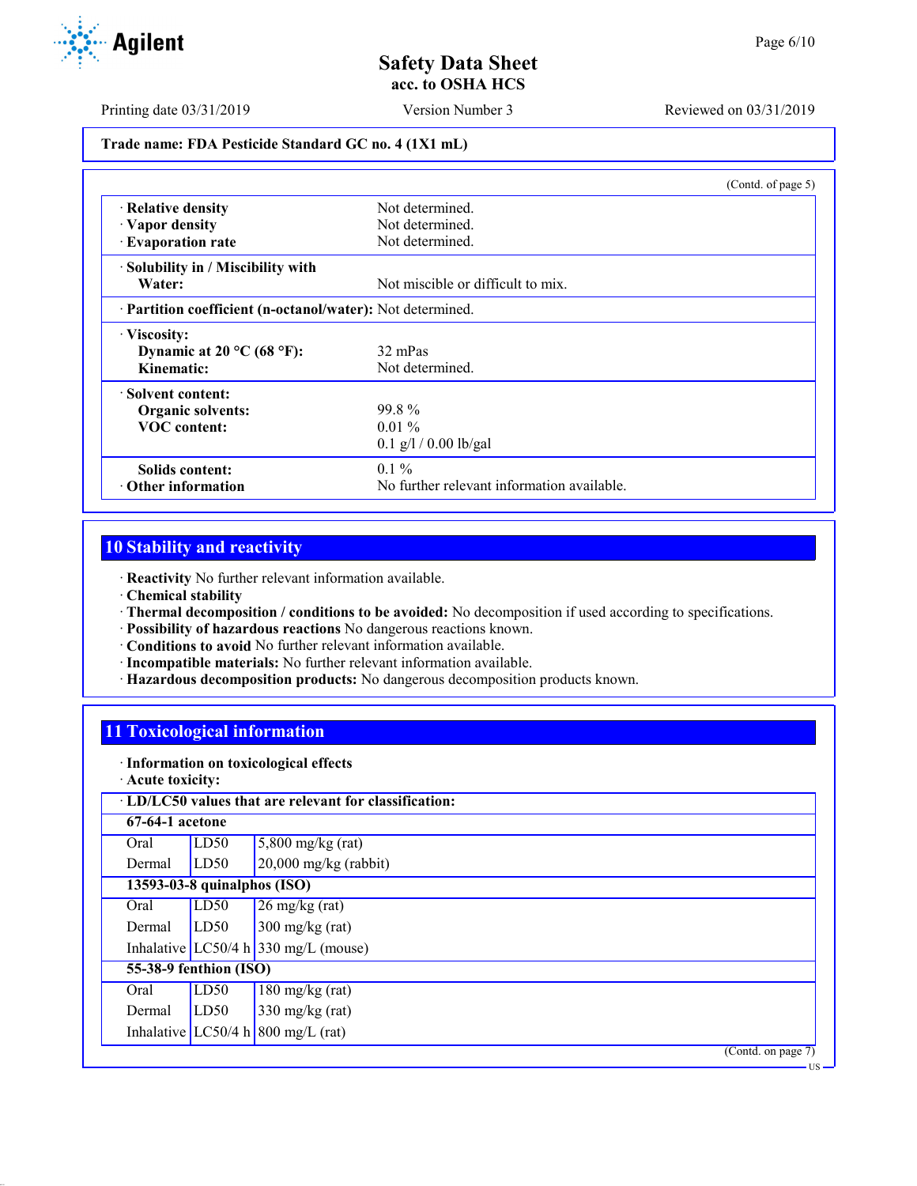**Trade name: FDA Pesticide Standard GC no. 4 (1X1 mL)**

(Contd. of page 5)

| | |
|---|---|
| · **Relative density** | Not determined. |
| · **Vapor density** | Not determined. |
| · **Evaporation rate** | Not determined. |
| · **Solubility in / Miscibility with Water:** | Not miscible or difficult to mix. |
| · **Partition coefficient (n-octanol/water):** | Not determined. |
| · **Viscosity:** | |
| **Dynamic at 20 °C (68 °F):** | 32 mPas |
| **Kinematic:** | Not determined. |
| · **Solvent content:** | |
| **Organic solvents:** | 99.8 % |
| **VOC content:** | 0.01 % |
| | 0.1 g/l / 0.00 lb/gal |
| **Solids content:** | 0.1 % |
| · **Other information** | No further relevant information available. |

## 10 Stability and reactivity

· **Reactivity** No further relevant information available.
· **Chemical stability**
· **Thermal decomposition / conditions to be avoided:** No decomposition if used according to specifications.
· **Possibility of hazardous reactions** No dangerous reactions known.
· **Conditions to avoid** No further relevant information available.
· **Incompatible materials:** No further relevant information available.
· **Hazardous decomposition products:** No dangerous decomposition products known.

## 11 Toxicological information

· **Information on toxicological effects**
· **Acute toxicity:**

| · **LD/LC50 values that are relevant for classification:** | | |
|---|---|---|
| **67-64-1 acetone** | | |
| Oral | LD50 | 5,800 mg/kg (rat) |
| Dermal | LD50 | 20,000 mg/kg (rabbit) |
| **13593-03-8 quinalphos (ISO)** | | |
| Oral | LD50 | 26 mg/kg (rat) |
| Dermal | LD50 | 300 mg/kg (rat) |
| Inhalative | LC50/4 h | 330 mg/L (mouse) |
| **55-38-9 fenthion (ISO)** | | |
| Oral | LD50 | 180 mg/kg (rat) |
| Dermal | LD50 | 330 mg/kg (rat) |
| Inhalative | LC50/4 h | 800 mg/L (rat) |

(Contd. on page 7)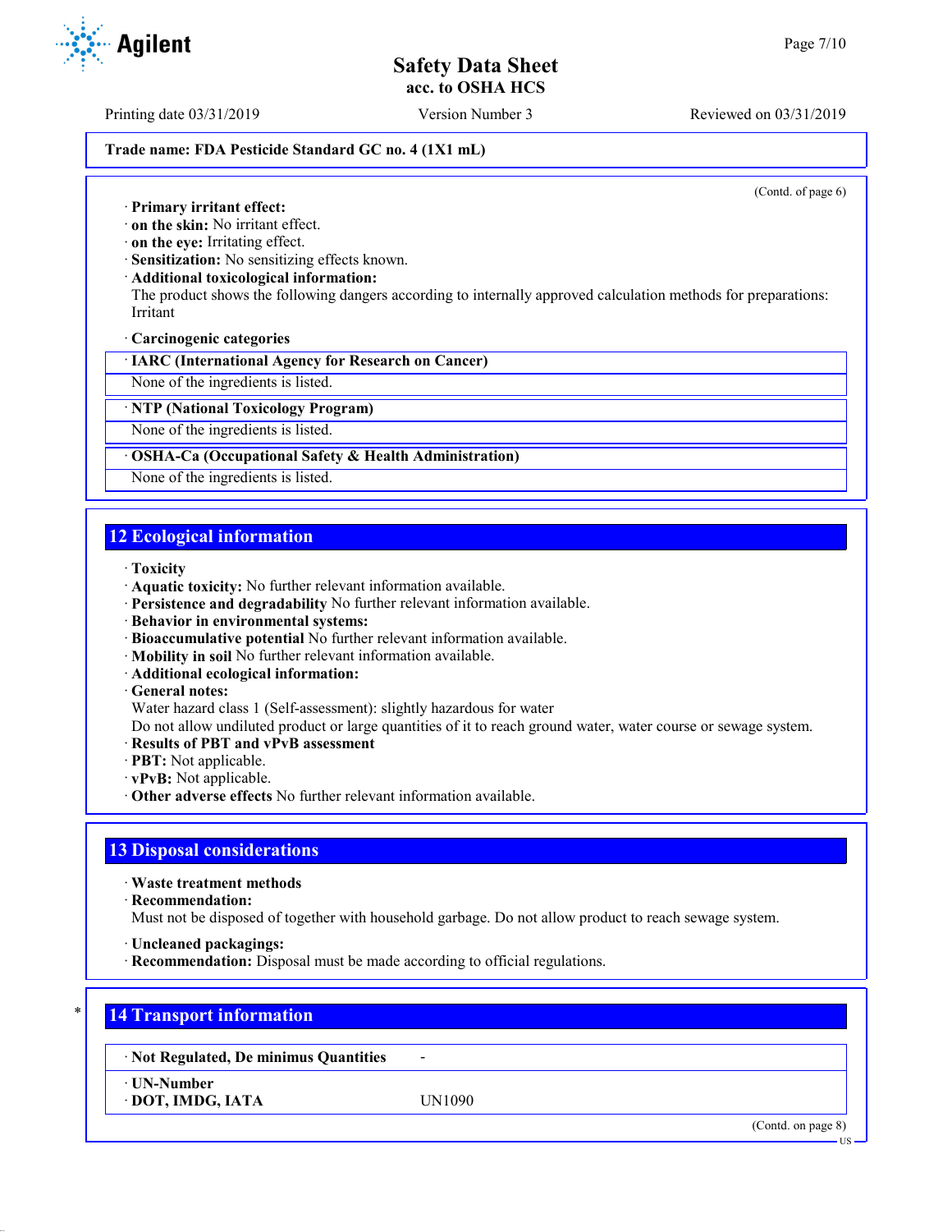Trade name: FDA Pesticide Standard GC no. 4 (1X1 mL)

(Contd. of page 6)

· **Primary irritant effect:**
· **on the skin:** No irritant effect.
· **on the eye:** Irritating effect.
· **Sensitization:** No sensitizing effects known.
· **Additional toxicological information:**
The product shows the following dangers according to internally approved calculation methods for preparations:
Irritant

· **Carcinogenic categories**

| · IARC (International Agency for Research on Cancer) |
|---|
| None of the ingredients is listed. |

| · NTP (National Toxicology Program) |
|---|
| None of the ingredients is listed. |

| · OSHA-Ca (Occupational Safety & Health Administration) |
|---|
| None of the ingredients is listed. |

## 12 Ecological information

· **Toxicity**
· **Aquatic toxicity:** No further relevant information available.
· **Persistence and degradability** No further relevant information available.
· **Behavior in environmental systems:**
· **Bioaccumulative potential** No further relevant information available.
· **Mobility in soil** No further relevant information available.
· **Additional ecological information:**
· **General notes:**
Water hazard class 1 (Self-assessment): slightly hazardous for water
Do not allow undiluted product or large quantities of it to reach ground water, water course or sewage system.
· **Results of PBT and vPvB assessment**
· **PBT:** Not applicable.
· **vPvB:** Not applicable.
· **Other adverse effects** No further relevant information available.

## 13 Disposal considerations

· **Waste treatment methods**
· **Recommendation:**
Must not be disposed of together with household garbage. Do not allow product to reach sewage system.

· **Uncleaned packagings:**
· **Recommendation:** Disposal must be made according to official regulations.

## 14 Transport information

| · Not Regulated, De minimus Quantities | - |
|---|---|
| · UN-Number<br>· DOT, IMDG, IATA | UN1090 |

(Contd. on page 8)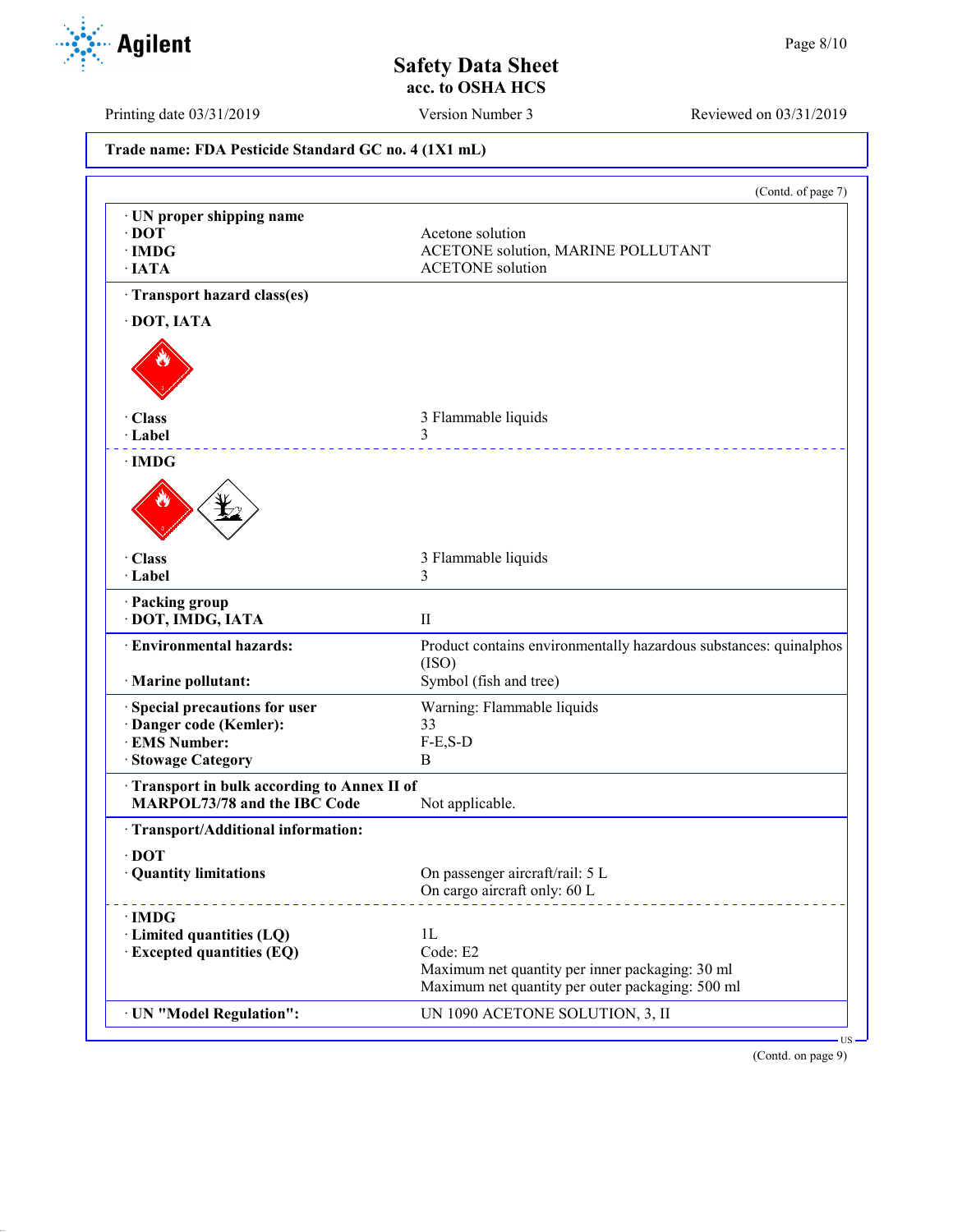**Trade name: FDA Pesticide Standard GC no. 4 (1X1 mL)**

(Contd. of page 7)

| | |
|---|---|
| · **UN proper shipping name** | |
| · **DOT** | Acetone solution |
| · **IMDG** | ACETONE solution, MARINE POLLUTANT |
| · **IATA** | ACETONE solution |

· **Transport hazard class(es)**

· **DOT, IATA**

| | |
|---|---|
| · **Class** | 3 Flammable liquids |
| · **Label** | 3 |

· **IMDG**

| | |
|---|---|
| · **Class** | 3 Flammable liquids |
| · **Label** | 3 |

| | |
|---|---|
| · **Packing group** | |
| · **DOT, IMDG, IATA** | II |
| · **Environmental hazards:** | Product contains environmentally hazardous substances: quinalphos (ISO) |
| · **Marine pollutant:** | Symbol (fish and tree) |
| · **Special precautions for user** | Warning: Flammable liquids |
| · **Danger code (Kemler):** | 33 |
| · **EMS Number:** | F-E,S-D |
| · **Stowage Category** | B |
| · **Transport in bulk according to Annex II of MARPOL73/78 and the IBC Code** | Not applicable. |

· **Transport/Additional information:**

| | |
|---|---|
| · **DOT** | |
| · **Quantity limitations** | On passenger aircraft/rail: 5 L<br>On cargo aircraft only: 60 L |
| · **IMDG** | |
| · **Limited quantities (LQ)** | 1L |
| · **Excepted quantities (EQ)** | Code: E2<br>Maximum net quantity per inner packaging: 30 ml<br>Maximum net quantity per outer packaging: 500 ml |
| · **UN "Model Regulation":** | UN 1090 ACETONE SOLUTION, 3, II |

(Contd. on page 9)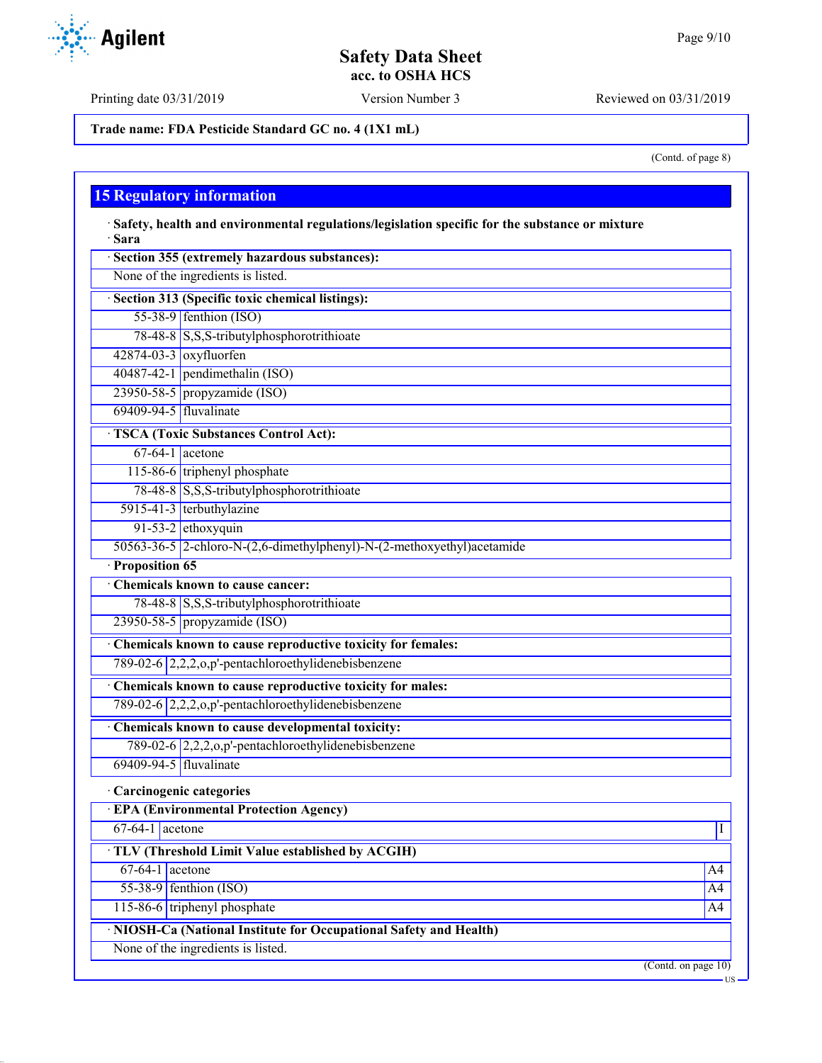Trade name: FDA Pesticide Standard GC no. 4 (1X1 mL)

(Contd. of page 8)

## 15 Regulatory information

· **Safety, health and environmental regulations/legislation specific for the substance or mixture**

· **Sara**

· **Section 355 (extremely hazardous substances):**

None of the ingredients is listed.

· **Section 313 (Specific toxic chemical listings):**

| | |
|---|---|
| 55-38-9 | fenthion (ISO) |
| 78-48-8 | S,S,S-tributylphosphorotrithioate |
| 42874-03-3 | oxyfluorfen |
| 40487-42-1 | pendimethalin (ISO) |
| 23950-58-5 | propyzamide (ISO) |
| 69409-94-5 | fluvalinate |

· **TSCA (Toxic Substances Control Act):**

| | |
|---|---|
| 67-64-1 | acetone |
| 115-86-6 | triphenyl phosphate |
| 78-48-8 | S,S,S-tributylphosphorotrithioate |
| 5915-41-3 | terbuthylazine |
| 91-53-2 | ethoxyquin |
| 50563-36-5 | 2-chloro-N-(2,6-dimethylphenyl)-N-(2-methoxyethyl)acetamide |

· **Proposition 65**

· **Chemicals known to cause cancer:**

| | |
|---|---|
| 78-48-8 | S,S,S-tributylphosphorotrithioate |
| 23950-58-5 | propyzamide (ISO) |

· **Chemicals known to cause reproductive toxicity for females:**

| | |
|---|---|
| 789-02-6 | 2,2,2,o,p'-pentachloroethylidenebisbenzene |

· **Chemicals known to cause reproductive toxicity for males:**

| | |
|---|---|
| 789-02-6 | 2,2,2,o,p'-pentachloroethylidenebisbenzene |

· **Chemicals known to cause developmental toxicity:**

| | |
|---|---|
| 789-02-6 | 2,2,2,o,p'-pentachloroethylidenebisbenzene |
| 69409-94-5 | fluvalinate |

· **Carcinogenic categories**

· **EPA (Environmental Protection Agency)**

| | | |
|---|---|---|
| 67-64-1 | acetone | I |

· **TLV (Threshold Limit Value established by ACGIH)**

| | | |
|---|---|---|
| 67-64-1 | acetone | A4 |
| 55-38-9 | fenthion (ISO) | A4 |
| 115-86-6 | triphenyl phosphate | A4 |

· **NIOSH-Ca (National Institute for Occupational Safety and Health)**

None of the ingredients is listed.

(Contd. on page 10)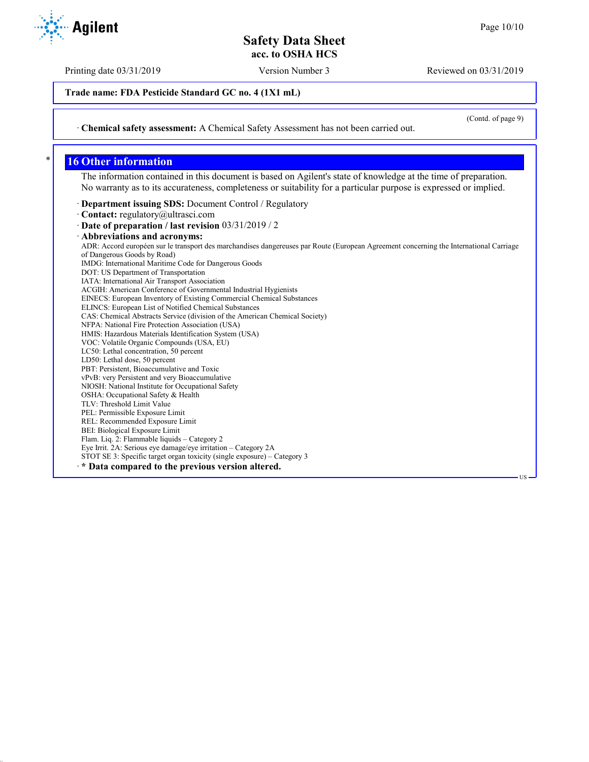(Contd. of page 9)

· **Chemical safety assessment:** A Chemical Safety Assessment has not been carried out.

## 16 Other information

The information contained in this document is based on Agilent's state of knowledge at the time of preparation. No warranty as to its accurateness, completeness or suitability for a particular purpose is expressed or implied.

· **Department issuing SDS:** Document Control / Regulatory
· **Contact:** regulatory@ultrasci.com
· **Date of preparation / last revision** 03/31/2019 / 2
· **Abbreviations and acronyms:**

ADR: Accord européen sur le transport des marchandises dangereuses par Route (European Agreement concerning the International Carriage of Dangerous Goods by Road)
IMDG: International Maritime Code for Dangerous Goods
DOT: US Department of Transportation
IATA: International Air Transport Association
ACGIH: American Conference of Governmental Industrial Hygienists
EINECS: European Inventory of Existing Commercial Chemical Substances
ELINCS: European List of Notified Chemical Substances
CAS: Chemical Abstracts Service (division of the American Chemical Society)
NFPA: National Fire Protection Association (USA)
HMIS: Hazardous Materials Identification System (USA)
VOC: Volatile Organic Compounds (USA, EU)
LC50: Lethal concentration, 50 percent
LD50: Lethal dose, 50 percent
PBT: Persistent, Bioaccumulative and Toxic
vPvB: very Persistent and very Bioaccumulative
NIOSH: National Institute for Occupational Safety
OSHA: Occupational Safety & Health
TLV: Threshold Limit Value
PEL: Permissible Exposure Limit
REL: Recommended Exposure Limit
BEI: Biological Exposure Limit
Flam. Liq. 2: Flammable liquids – Category 2
Eye Irrit. 2A: Serious eye damage/eye irritation – Category 2A
STOT SE 3: Specific target organ toxicity (single exposure) – Category 3

· **\* Data compared to the previous version altered.**